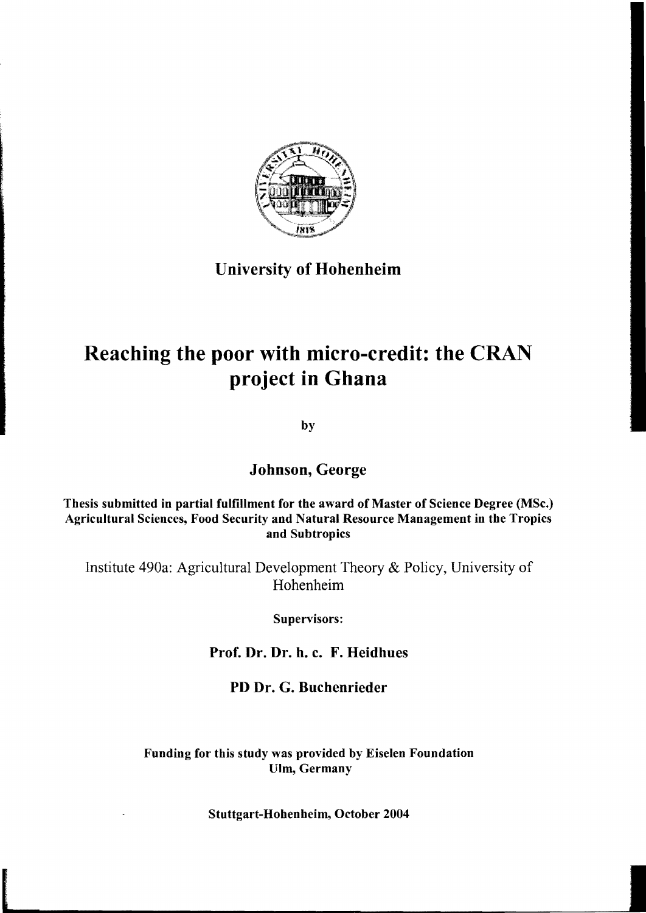**University of Hohenheim**

# Reaching the poor with micro-credit: the CRAN project in Ghana

by

**Johnson, George**

**Thesis submitted in partial fulfillment for the award of Master of Science Degree (MSc.) Agricultural Sciences, Food Security and Natural Resource Management in the Tropics and Subtropics**

Institute 490a: Agricultural Development Theory & Policy, University of Hohenheim

**Supervisors:**

**Prof. Dr. Dr. h. c. F. Heidhues**

**PD Dr. G. Buchenrieder**

**Funding for this study was provided by Eiselen Foundation Ulm, Germany**

**Stuttgart-Hohenheim, October 2004**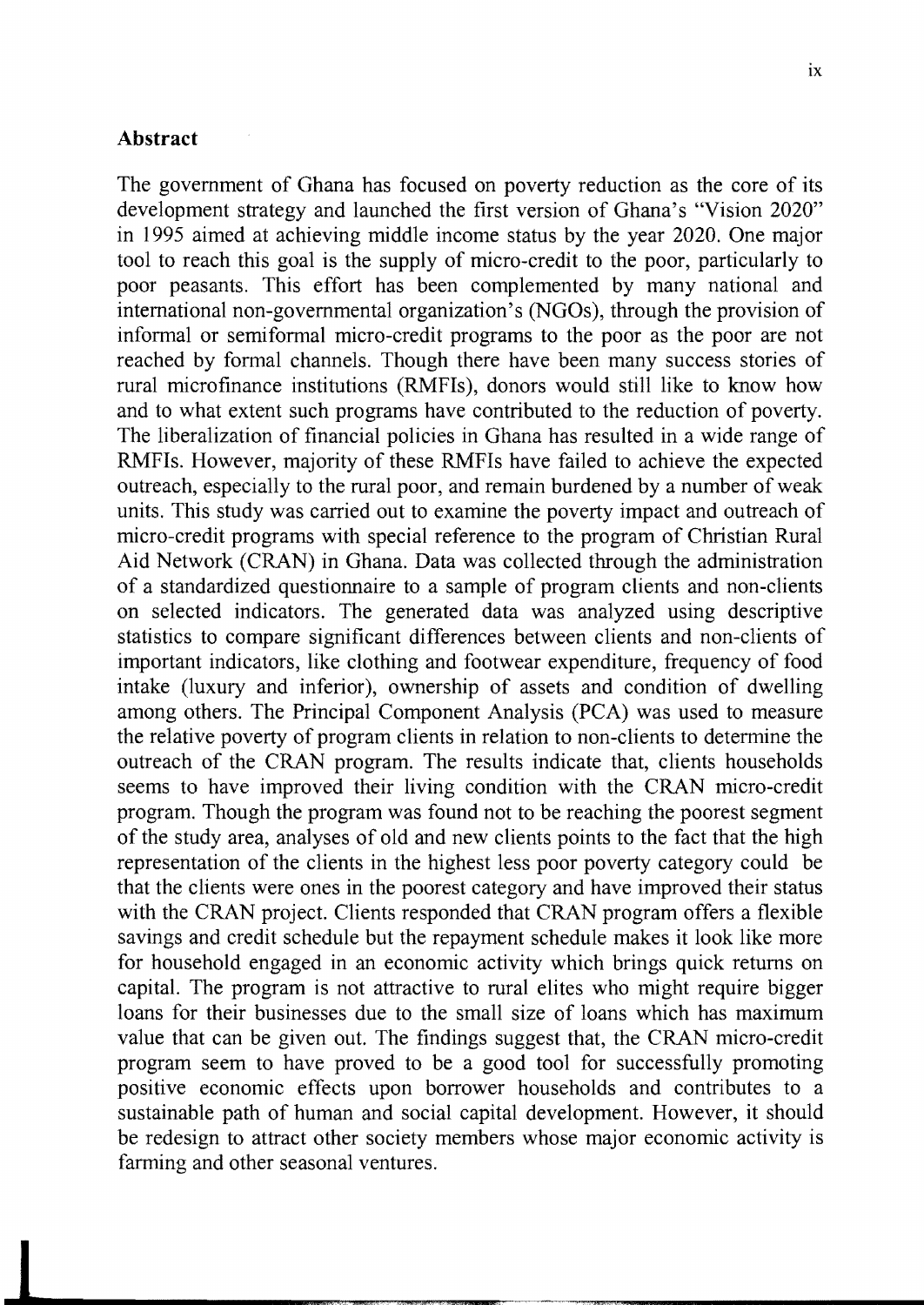## Abstract

The government of Ghana has focused on poverty reduction as the core of its development strategy and launched the first version of Ghana's "Vision 2020" in 1995 aimed at achieving middle income status by the year 2020. One major tool to reach this goal is the supply of micro-credit to the poor, particularly to poor peasants. This effort has been complemented by many national and international non-governmental organization's (NGOs), through the provision of informal or semiformal micro-credit programs to the poor as the poor are not reached by formal channels. Though there have been many success stories of rural microfinance institutions (RMFIs), donors would still like to know how and to what extent such programs have contributed to the reduction of poverty. The liberalization of financial policies in Ghana has resulted in a wide range of RMFIs. However, majority of these RMFIs have failed to achieve the expected outreach, especially to the rural poor, and remain burdened by a number of weak units. This study was carried out to examine the poverty impact and outreach of micro-credit programs with special reference to the program of Christian Rural Aid Network (CRAN) in Ghana. Data was collected through the administration of a standardized questionnaire to a sample of program clients and non-clients on selected indicators. The generated data was analyzed using descriptive statistics to compare significant differences between clients and non-clients of important indicators, like clothing and footwear expenditure, frequency of food intake (luxury and inferior), ownership of assets and condition of dwelling among others. The Principal Component Analysis (PCA) was used to measure the relative poverty of program clients in relation to non-clients to determine the outreach of the CRAN program. The results indicate that, clients households seems to have improved their living condition with the CRAN micro-credit program. Though the program was found not to be reaching the poorest segment of the study area, analyses of old and new clients points to the fact that the high representation of the clients in the highest less poor poverty category could be that the clients were ones in the poorest category and have improved their status with the CRAN project. Clients responded that CRAN program offers a flexible savings and credit schedule but the repayment schedule makes it look like more for household engaged in an economic activity which brings quick returns on capital. The program is not attractive to rural elites who might require bigger loans for their businesses due to the small size of loans which has maximum value that can be given out. The findings suggest that, the CRAN micro-credit program seem to have proved to be a good tool for successfully promoting positive economic effects upon borrower households and contributes to a sustainable path of human and social capital development. However, it should be redesign to attract other society members whose major economic activity is farming and other seasonal ventures.